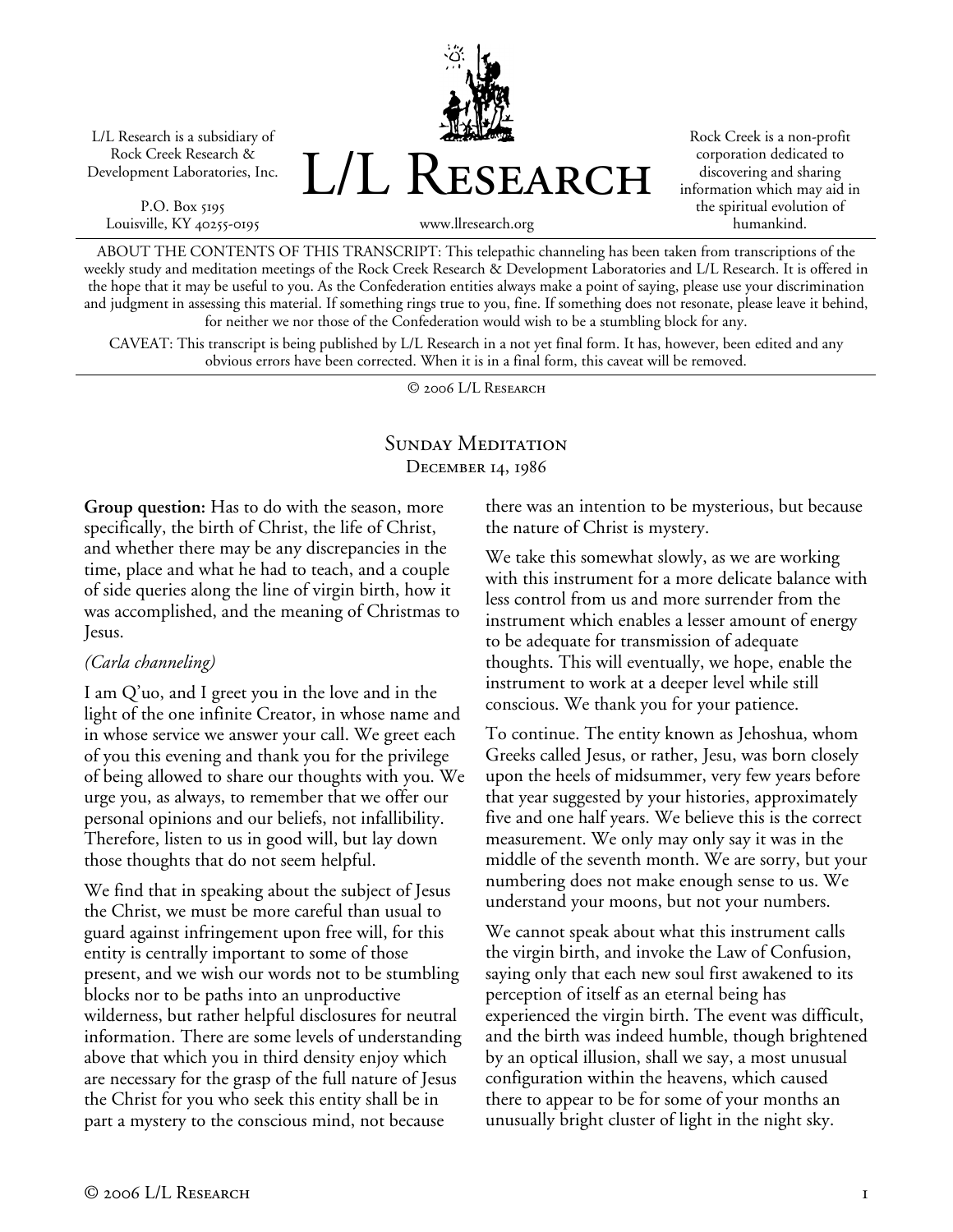L/L Research is a subsidiary of Rock Creek Research & Development Laboratories, Inc.

P.O. Box 5195
Louisville, KY 40255-0195

# L/L Research

www.llresearch.org

Rock Creek is a non-profit corporation dedicated to discovering and sharing information which may aid in the spiritual evolution of humankind.

ABOUT THE CONTENTS OF THIS TRANSCRIPT: This telepathic channeling has been taken from transcriptions of the weekly study and meditation meetings of the Rock Creek Research & Development Laboratories and L/L Research. It is offered in the hope that it may be useful to you. As the Confederation entities always make a point of saying, please use your discrimination and judgment in assessing this material. If something rings true to you, fine. If something does not resonate, please leave it behind, for neither we nor those of the Confederation would wish to be a stumbling block for any.

CAVEAT: This transcript is being published by L/L Research in a not yet final form. It has, however, been edited and any obvious errors have been corrected. When it is in a final form, this caveat will be removed.

© 2006 L/L Research

## Sunday Meditation
### December 14, 1986

**Group question:** Has to do with the season, more specifically, the birth of Christ, the life of Christ, and whether there may be any discrepancies in the time, place and what he had to teach, and a couple of side queries along the line of virgin birth, how it was accomplished, and the meaning of Christmas to Jesus.

*(Carla channeling)*

I am Q'uo, and I greet you in the love and in the light of the one infinite Creator, in whose name and in whose service we answer your call. We greet each of you this evening and thank you for the privilege of being allowed to share our thoughts with you. We urge you, as always, to remember that we offer our personal opinions and our beliefs, not infallibility. Therefore, listen to us in good will, but lay down those thoughts that do not seem helpful.

We find that in speaking about the subject of Jesus the Christ, we must be more careful than usual to guard against infringement upon free will, for this entity is centrally important to some of those present, and we wish our words not to be stumbling blocks nor to be paths into an unproductive wilderness, but rather helpful disclosures for neutral information. There are some levels of understanding above that which you in third density enjoy which are necessary for the grasp of the full nature of Jesus the Christ for you who seek this entity shall be in part a mystery to the conscious mind, not because there was an intention to be mysterious, but because the nature of Christ is mystery.

We take this somewhat slowly, as we are working with this instrument for a more delicate balance with less control from us and more surrender from the instrument which enables a lesser amount of energy to be adequate for transmission of adequate thoughts. This will eventually, we hope, enable the instrument to work at a deeper level while still conscious. We thank you for your patience.

To continue. The entity known as Jehoshua, whom Greeks called Jesus, or rather, Jesu, was born closely upon the heels of midsummer, very few years before that year suggested by your histories, approximately five and one half years. We believe this is the correct measurement. We only may only say it was in the middle of the seventh month. We are sorry, but your numbering does not make enough sense to us. We understand your moons, but not your numbers.

We cannot speak about what this instrument calls the virgin birth, and invoke the Law of Confusion, saying only that each new soul first awakened to its perception of itself as an eternal being has experienced the virgin birth. The event was difficult, and the birth was indeed humble, though brightened by an optical illusion, shall we say, a most unusual configuration within the heavens, which caused there to appear to be for some of your months an unusually bright cluster of light in the night sky.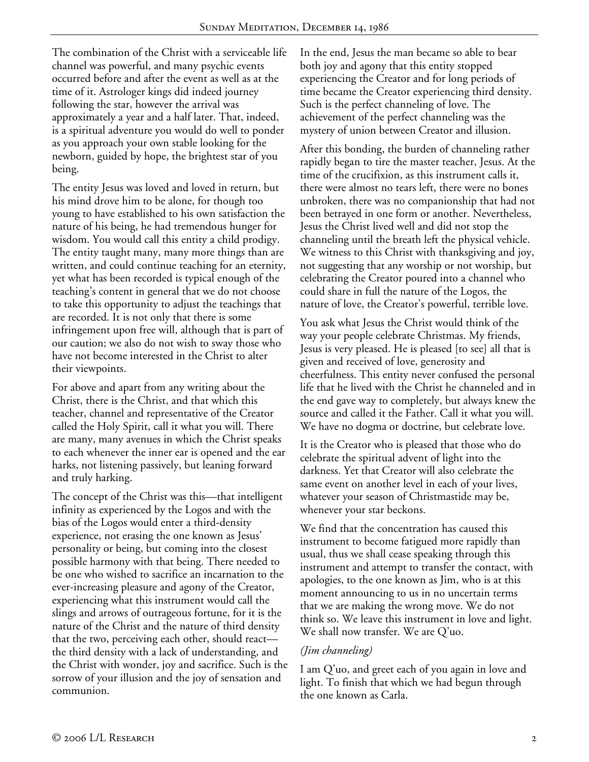The combination of the Christ with a serviceable life channel was powerful, and many psychic events occurred before and after the event as well as at the time of it. Astrologer kings did indeed journey following the star, however the arrival was approximately a year and a half later. That, indeed, is a spiritual adventure you would do well to ponder as you approach your own stable looking for the newborn, guided by hope, the brightest star of you being.

The entity Jesus was loved and loved in return, but his mind drove him to be alone, for though too young to have established to his own satisfaction the nature of his being, he had tremendous hunger for wisdom. You would call this entity a child prodigy. The entity taught many, many more things than are written, and could continue teaching for an eternity, yet what has been recorded is typical enough of the teaching's content in general that we do not choose to take this opportunity to adjust the teachings that are recorded. It is not only that there is some infringement upon free will, although that is part of our caution; we also do not wish to sway those who have not become interested in the Christ to alter their viewpoints.

For above and apart from any writing about the Christ, there is the Christ, and that which this teacher, channel and representative of the Creator called the Holy Spirit, call it what you will. There are many, many avenues in which the Christ speaks to each whenever the inner ear is opened and the ear harks, not listening passively, but leaning forward and truly harking.

The concept of the Christ was this—that intelligent infinity as experienced by the Logos and with the bias of the Logos would enter a third-density experience, not erasing the one known as Jesus' personality or being, but coming into the closest possible harmony with that being. There needed to be one who wished to sacrifice an incarnation to the ever-increasing pleasure and agony of the Creator, experiencing what this instrument would call the slings and arrows of outrageous fortune, for it is the nature of the Christ and the nature of third density that the two, perceiving each other, should react—the third density with a lack of understanding, and the Christ with wonder, joy and sacrifice. Such is the sorrow of your illusion and the joy of sensation and communion.

In the end, Jesus the man became so able to bear both joy and agony that this entity stopped experiencing the Creator and for long periods of time became the Creator experiencing third density. Such is the perfect channeling of love. The achievement of the perfect channeling was the mystery of union between Creator and illusion.

After this bonding, the burden of channeling rather rapidly began to tire the master teacher, Jesus. At the time of the crucifixion, as this instrument calls it, there were almost no tears left, there were no bones unbroken, there was no companionship that had not been betrayed in one form or another. Nevertheless, Jesus the Christ lived well and did not stop the channeling until the breath left the physical vehicle. We witness to this Christ with thanksgiving and joy, not suggesting that any worship or not worship, but celebrating the Creator poured into a channel who could share in full the nature of the Logos, the nature of love, the Creator's powerful, terrible love.

You ask what Jesus the Christ would think of the way your people celebrate Christmas. My friends, Jesus is very pleased. He is pleased [to see] all that is given and received of love, generosity and cheerfulness. This entity never confused the personal life that he lived with the Christ he channeled and in the end gave way to completely, but always knew the source and called it the Father. Call it what you will. We have no dogma or doctrine, but celebrate love.

It is the Creator who is pleased that those who do celebrate the spiritual advent of light into the darkness. Yet that Creator will also celebrate the same event on another level in each of your lives, whatever your season of Christmastide may be, whenever your star beckons.

We find that the concentration has caused this instrument to become fatigued more rapidly than usual, thus we shall cease speaking through this instrument and attempt to transfer the contact, with apologies, to the one known as Jim, who is at this moment announcing to us in no uncertain terms that we are making the wrong move. We do not think so. We leave this instrument in love and light. We shall now transfer. We are Q'uo.

*(Jim channeling)*

I am Q'uo, and greet each of you again in love and light. To finish that which we had begun through the one known as Carla.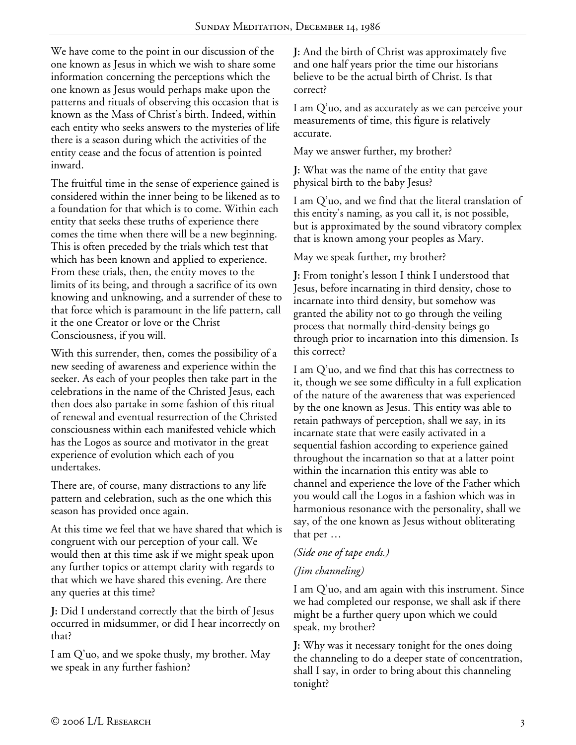We have come to the point in our discussion of the one known as Jesus in which we wish to share some information concerning the perceptions which the one known as Jesus would perhaps make upon the patterns and rituals of observing this occasion that is known as the Mass of Christ's birth. Indeed, within each entity who seeks answers to the mysteries of life there is a season during which the activities of the entity cease and the focus of attention is pointed inward.

The fruitful time in the sense of experience gained is considered within the inner being to be likened as to a foundation for that which is to come. Within each entity that seeks these truths of experience there comes the time when there will be a new beginning. This is often preceded by the trials which test that which has been known and applied to experience. From these trials, then, the entity moves to the limits of its being, and through a sacrifice of its own knowing and unknowing, and a surrender of these to that force which is paramount in the life pattern, call it the one Creator or love or the Christ Consciousness, if you will.

With this surrender, then, comes the possibility of a new seeding of awareness and experience within the seeker. As each of your peoples then take part in the celebrations in the name of the Christed Jesus, each then does also partake in some fashion of this ritual of renewal and eventual resurrection of the Christed consciousness within each manifested vehicle which has the Logos as source and motivator in the great experience of evolution which each of you undertakes.

There are, of course, many distractions to any life pattern and celebration, such as the one which this season has provided once again.

At this time we feel that we have shared that which is congruent with our perception of your call. We would then at this time ask if we might speak upon any further topics or attempt clarity with regards to that which we have shared this evening. Are there any queries at this time?

**J:** Did I understand correctly that the birth of Jesus occurred in midsummer, or did I hear incorrectly on that?

I am Q'uo, and we spoke thusly, my brother. May we speak in any further fashion?

**J:** And the birth of Christ was approximately five and one half years prior the time our historians believe to be the actual birth of Christ. Is that correct?

I am Q'uo, and as accurately as we can perceive your measurements of time, this figure is relatively accurate.

May we answer further, my brother?

**J:** What was the name of the entity that gave physical birth to the baby Jesus?

I am Q'uo, and we find that the literal translation of this entity's naming, as you call it, is not possible, but is approximated by the sound vibratory complex that is known among your peoples as Mary.

May we speak further, my brother?

**J:** From tonight's lesson I think I understood that Jesus, before incarnating in third density, chose to incarnate into third density, but somehow was granted the ability not to go through the veiling process that normally third-density beings go through prior to incarnation into this dimension. Is this correct?

I am Q'uo, and we find that this has correctness to it, though we see some difficulty in a full explication of the nature of the awareness that was experienced by the one known as Jesus. This entity was able to retain pathways of perception, shall we say, in its incarnate state that were easily activated in a sequential fashion according to experience gained throughout the incarnation so that at a latter point within the incarnation this entity was able to channel and experience the love of the Father which you would call the Logos in a fashion which was in harmonious resonance with the personality, shall we say, of the one known as Jesus without obliterating that per …

*(Side one of tape ends.)*

*(Jim channeling)*

I am Q'uo, and am again with this instrument. Since we had completed our response, we shall ask if there might be a further query upon which we could speak, my brother?

**J:** Why was it necessary tonight for the ones doing the channeling to do a deeper state of concentration, shall I say, in order to bring about this channeling tonight?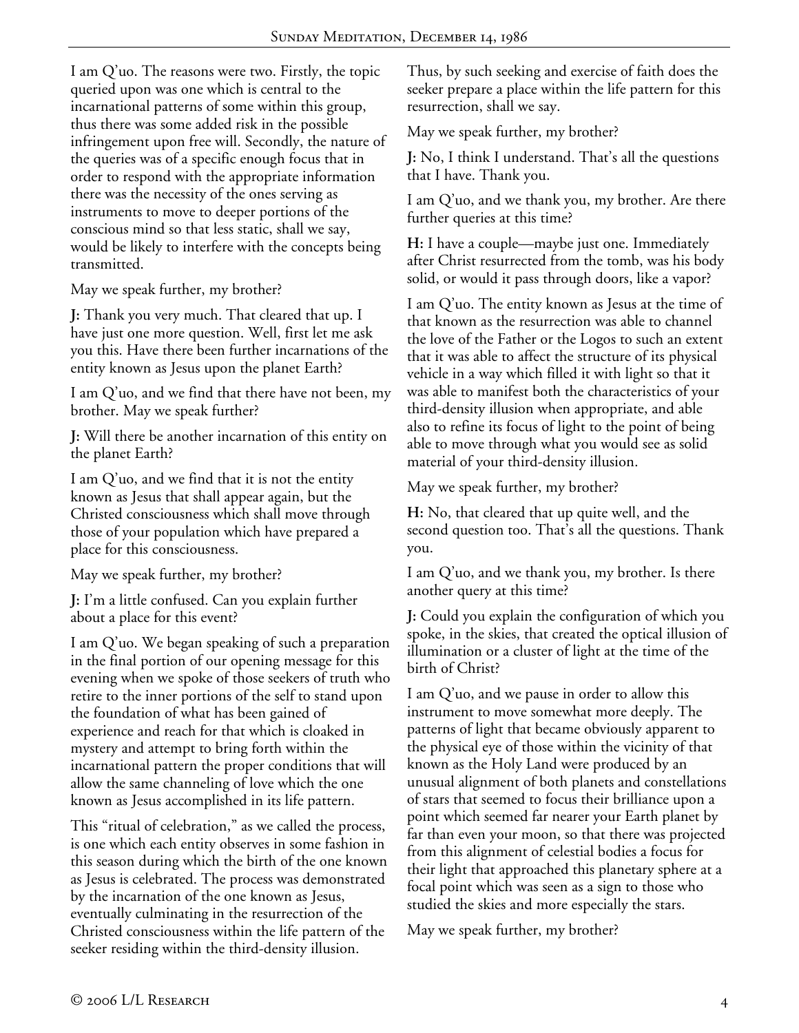I am Q'uo. The reasons were two. Firstly, the topic queried upon was one which is central to the incarnational patterns of some within this group, thus there was some added risk in the possible infringement upon free will. Secondly, the nature of the queries was of a specific enough focus that in order to respond with the appropriate information there was the necessity of the ones serving as instruments to move to deeper portions of the conscious mind so that less static, shall we say, would be likely to interfere with the concepts being transmitted.

May we speak further, my brother?

**J:** Thank you very much. That cleared that up. I have just one more question. Well, first let me ask you this. Have there been further incarnations of the entity known as Jesus upon the planet Earth?

I am Q'uo, and we find that there have not been, my brother. May we speak further?

**J:** Will there be another incarnation of this entity on the planet Earth?

I am Q'uo, and we find that it is not the entity known as Jesus that shall appear again, but the Christed consciousness which shall move through those of your population which have prepared a place for this consciousness.

May we speak further, my brother?

**J:** I'm a little confused. Can you explain further about a place for this event?

I am Q'uo. We began speaking of such a preparation in the final portion of our opening message for this evening when we spoke of those seekers of truth who retire to the inner portions of the self to stand upon the foundation of what has been gained of experience and reach for that which is cloaked in mystery and attempt to bring forth within the incarnational pattern the proper conditions that will allow the same channeling of love which the one known as Jesus accomplished in its life pattern.

This "ritual of celebration," as we called the process, is one which each entity observes in some fashion in this season during which the birth of the one known as Jesus is celebrated. The process was demonstrated by the incarnation of the one known as Jesus, eventually culminating in the resurrection of the Christed consciousness within the life pattern of the seeker residing within the third-density illusion. Thus, by such seeking and exercise of faith does the seeker prepare a place within the life pattern for this resurrection, shall we say.

May we speak further, my brother?

**J:** No, I think I understand. That's all the questions that I have. Thank you.

I am Q'uo, and we thank you, my brother. Are there further queries at this time?

**H:** I have a couple—maybe just one. Immediately after Christ resurrected from the tomb, was his body solid, or would it pass through doors, like a vapor?

I am Q'uo. The entity known as Jesus at the time of that known as the resurrection was able to channel the love of the Father or the Logos to such an extent that it was able to affect the structure of its physical vehicle in a way which filled it with light so that it was able to manifest both the characteristics of your third-density illusion when appropriate, and able also to refine its focus of light to the point of being able to move through what you would see as solid material of your third-density illusion.

May we speak further, my brother?

**H:** No, that cleared that up quite well, and the second question too. That's all the questions. Thank you.

I am Q'uo, and we thank you, my brother. Is there another query at this time?

**J:** Could you explain the configuration of which you spoke, in the skies, that created the optical illusion of illumination or a cluster of light at the time of the birth of Christ?

I am Q'uo, and we pause in order to allow this instrument to move somewhat more deeply. The patterns of light that became obviously apparent to the physical eye of those within the vicinity of that known as the Holy Land were produced by an unusual alignment of both planets and constellations of stars that seemed to focus their brilliance upon a point which seemed far nearer your Earth planet by far than even your moon, so that there was projected from this alignment of celestial bodies a focus for their light that approached this planetary sphere at a focal point which was seen as a sign to those who studied the skies and more especially the stars.

May we speak further, my brother?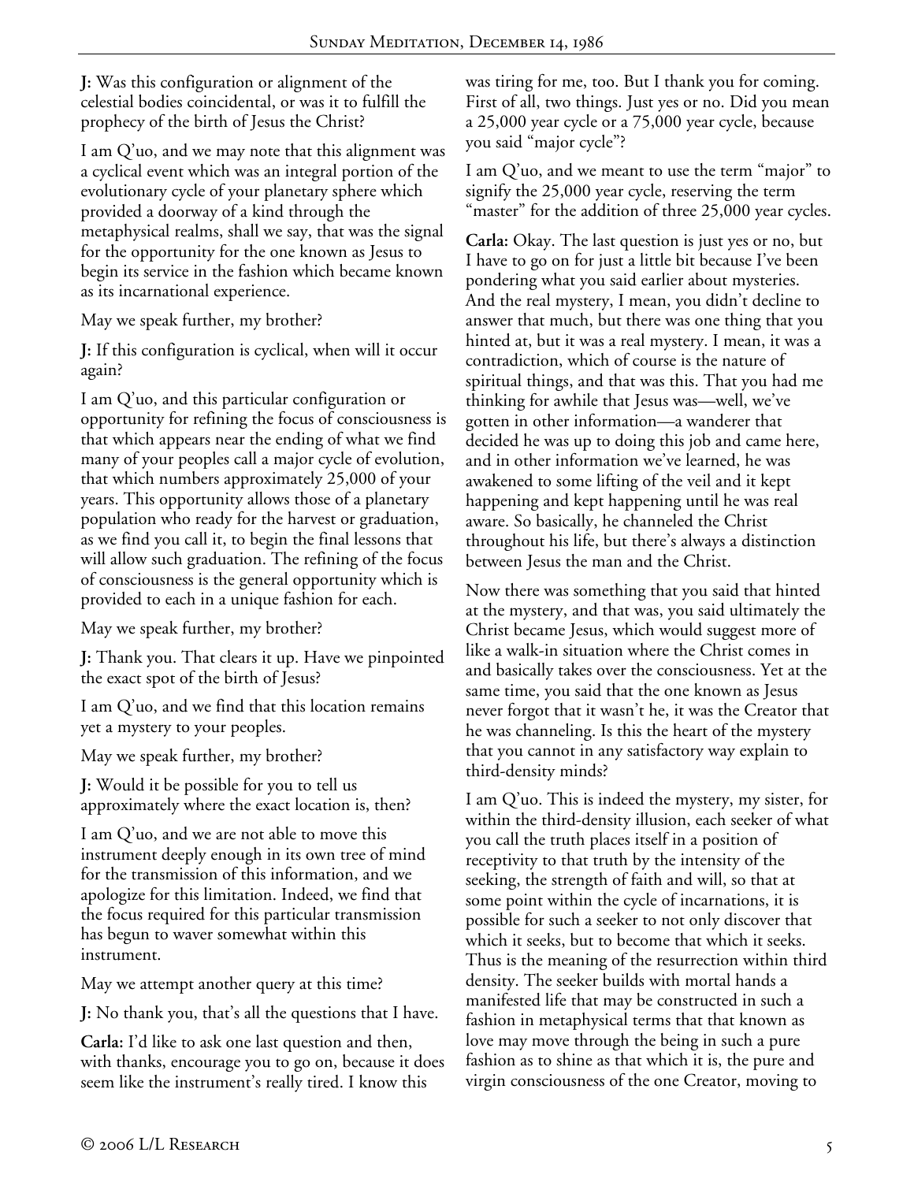**J:** Was this configuration or alignment of the celestial bodies coincidental, or was it to fulfill the prophecy of the birth of Jesus the Christ?

I am Q'uo, and we may note that this alignment was a cyclical event which was an integral portion of the evolutionary cycle of your planetary sphere which provided a doorway of a kind through the metaphysical realms, shall we say, that was the signal for the opportunity for the one known as Jesus to begin its service in the fashion which became known as its incarnational experience.

May we speak further, my brother?

**J:** If this configuration is cyclical, when will it occur again?

I am Q'uo, and this particular configuration or opportunity for refining the focus of consciousness is that which appears near the ending of what we find many of your peoples call a major cycle of evolution, that which numbers approximately 25,000 of your years. This opportunity allows those of a planetary population who ready for the harvest or graduation, as we find you call it, to begin the final lessons that will allow such graduation. The refining of the focus of consciousness is the general opportunity which is provided to each in a unique fashion for each.

May we speak further, my brother?

**J:** Thank you. That clears it up. Have we pinpointed the exact spot of the birth of Jesus?

I am Q'uo, and we find that this location remains yet a mystery to your peoples.

May we speak further, my brother?

**J:** Would it be possible for you to tell us approximately where the exact location is, then?

I am Q'uo, and we are not able to move this instrument deeply enough in its own tree of mind for the transmission of this information, and we apologize for this limitation. Indeed, we find that the focus required for this particular transmission has begun to waver somewhat within this instrument.

May we attempt another query at this time?

**J:** No thank you, that's all the questions that I have.

**Carla:** I'd like to ask one last question and then, with thanks, encourage you to go on, because it does seem like the instrument's really tired. I know this was tiring for me, too. But I thank you for coming. First of all, two things. Just yes or no. Did you mean a 25,000 year cycle or a 75,000 year cycle, because you said "major cycle"?

I am Q'uo, and we meant to use the term "major" to signify the 25,000 year cycle, reserving the term "master" for the addition of three 25,000 year cycles.

**Carla:** Okay. The last question is just yes or no, but I have to go on for just a little bit because I've been pondering what you said earlier about mysteries. And the real mystery, I mean, you didn't decline to answer that much, but there was one thing that you hinted at, but it was a real mystery. I mean, it was a contradiction, which of course is the nature of spiritual things, and that was this. That you had me thinking for awhile that Jesus was—well, we've gotten in other information—a wanderer that decided he was up to doing this job and came here, and in other information we've learned, he was awakened to some lifting of the veil and it kept happening and kept happening until he was real aware. So basically, he channeled the Christ throughout his life, but there's always a distinction between Jesus the man and the Christ.

Now there was something that you said that hinted at the mystery, and that was, you said ultimately the Christ became Jesus, which would suggest more of like a walk-in situation where the Christ comes in and basically takes over the consciousness. Yet at the same time, you said that the one known as Jesus never forgot that it wasn't he, it was the Creator that he was channeling. Is this the heart of the mystery that you cannot in any satisfactory way explain to third-density minds?

I am Q'uo. This is indeed the mystery, my sister, for within the third-density illusion, each seeker of what you call the truth places itself in a position of receptivity to that truth by the intensity of the seeking, the strength of faith and will, so that at some point within the cycle of incarnations, it is possible for such a seeker to not only discover that which it seeks, but to become that which it seeks. Thus is the meaning of the resurrection within third density. The seeker builds with mortal hands a manifested life that may be constructed in such a fashion in metaphysical terms that that known as love may move through the being in such a pure fashion as to shine as that which it is, the pure and virgin consciousness of the one Creator, moving to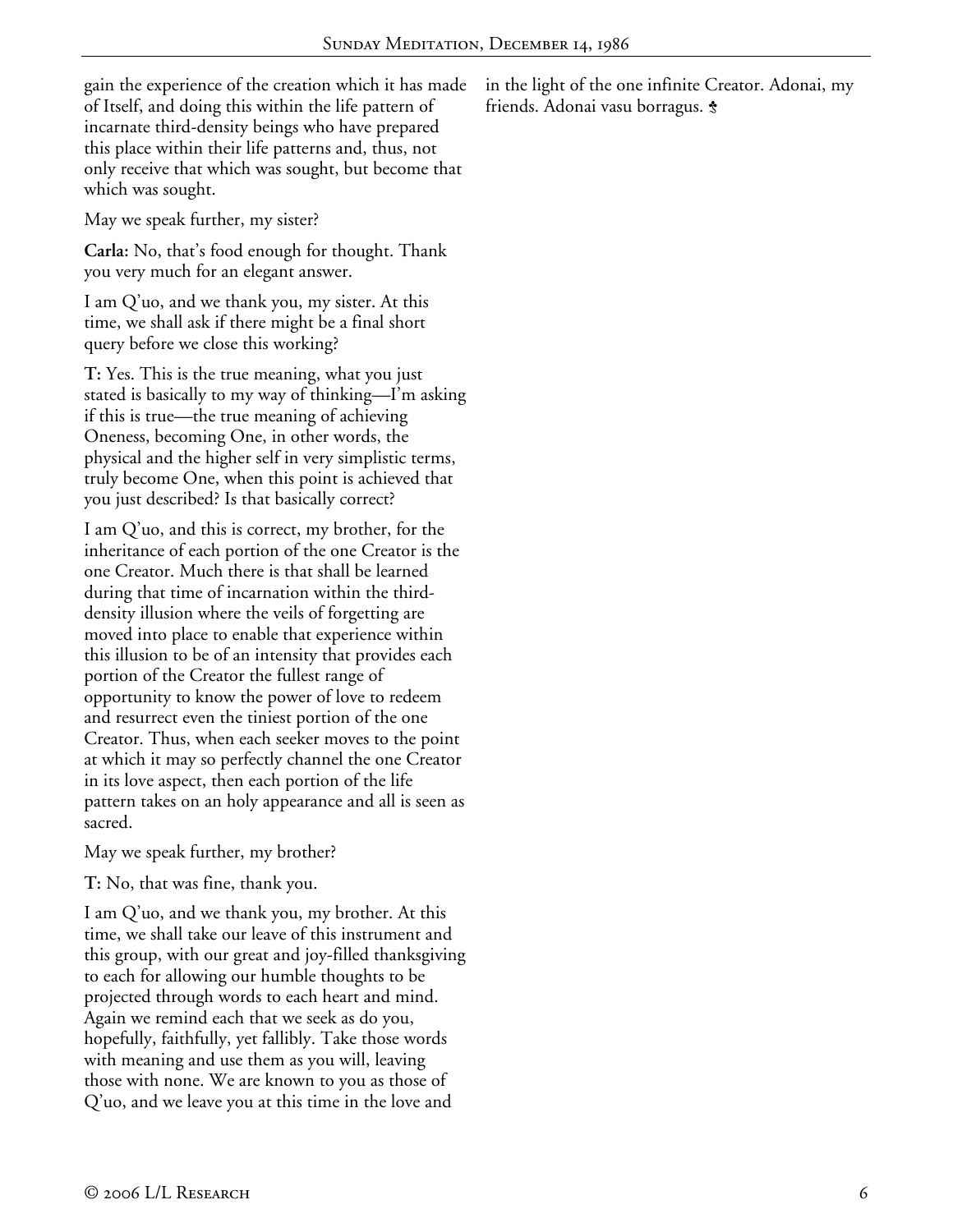gain the experience of the creation which it has made of Itself, and doing this within the life pattern of incarnate third-density beings who have prepared this place within their life patterns and, thus, not only receive that which was sought, but become that which was sought.

May we speak further, my sister?

**Carla:** No, that's food enough for thought. Thank you very much for an elegant answer.

I am Q'uo, and we thank you, my sister. At this time, we shall ask if there might be a final short query before we close this working?

**T:** Yes. This is the true meaning, what you just stated is basically to my way of thinking—I'm asking if this is true—the true meaning of achieving Oneness, becoming One, in other words, the physical and the higher self in very simplistic terms, truly become One, when this point is achieved that you just described? Is that basically correct?

I am Q'uo, and this is correct, my brother, for the inheritance of each portion of the one Creator is the one Creator. Much there is that shall be learned during that time of incarnation within the third-density illusion where the veils of forgetting are moved into place to enable that experience within this illusion to be of an intensity that provides each portion of the Creator the fullest range of opportunity to know the power of love to redeem and resurrect even the tiniest portion of the one Creator. Thus, when each seeker moves to the point at which it may so perfectly channel the one Creator in its love aspect, then each portion of the life pattern takes on an holy appearance and all is seen as sacred.

May we speak further, my brother?

**T:** No, that was fine, thank you.

I am Q'uo, and we thank you, my brother. At this time, we shall take our leave of this instrument and this group, with our great and joy-filled thanksgiving to each for allowing our humble thoughts to be projected through words to each heart and mind. Again we remind each that we seek as do you, hopefully, faithfully, yet fallibly. Take those words with meaning and use them as you will, leaving those with none. We are known to you as those of Q'uo, and we leave you at this time in the love and in the light of the one infinite Creator. Adonai, my friends. Adonai vasu borragus.